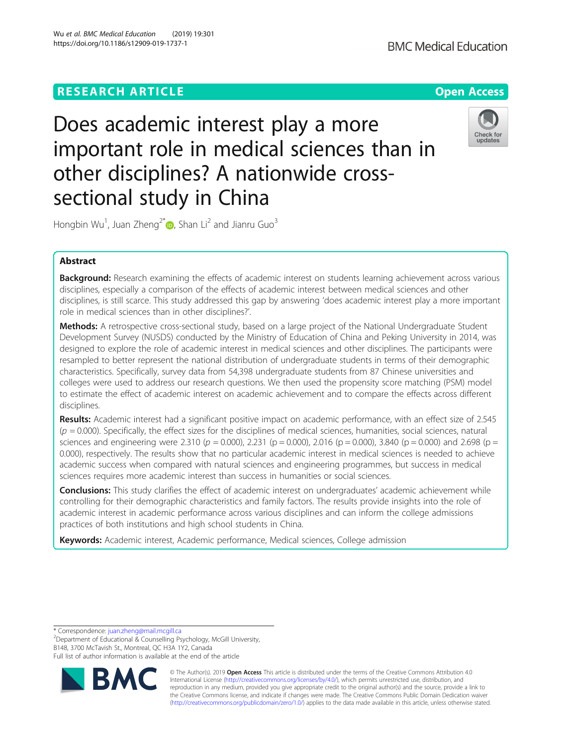RESEARCH ARTICLE

Open Access

# Does academic interest play a more important role in medical sciences than in other disciplines? A nationwide cross-sectional study in China

Hongbin Wu[1], Juan Zheng[2*], Shan Li[2] and Jianru Guo[3]

## Abstract

**Background:** Research examining the effects of academic interest on students learning achievement across various disciplines, especially a comparison of the effects of academic interest between medical sciences and other disciplines, is still scarce. This study addressed this gap by answering 'does academic interest play a more important role in medical sciences than in other disciplines?'.

**Methods:** A retrospective cross-sectional study, based on a large project of the National Undergraduate Student Development Survey (NUSDS) conducted by the Ministry of Education of China and Peking University in 2014, was designed to explore the role of academic interest in medical sciences and other disciplines. The participants were resampled to better represent the national distribution of undergraduate students in terms of their demographic characteristics. Specifically, survey data from 54,398 undergraduate students from 87 Chinese universities and colleges were used to address our research questions. We then used the propensity score matching (PSM) model to estimate the effect of academic interest on academic achievement and to compare the effects across different disciplines.

**Results:** Academic interest had a significant positive impact on academic performance, with an effect size of 2.545 ($p = 0.000$). Specifically, the effect sizes for the disciplines of medical sciences, humanities, social sciences, natural sciences and engineering were 2.310 ($p = 0.000$), 2.231 ($p = 0.000$), 2.016 ($p = 0.000$), 3.840 ($p = 0.000$) and 2.698 ($p = 0.000$), respectively. The results show that no particular academic interest in medical sciences is needed to achieve academic success when compared with natural sciences and engineering programmes, but success in medical sciences requires more academic interest than success in humanities or social sciences.

**Conclusions:** This study clarifies the effect of academic interest on undergraduates' academic achievement while controlling for their demographic characteristics and family factors. The results provide insights into the role of academic interest in academic performance across various disciplines and can inform the college admissions practices of both institutions and high school students in China.

**Keywords:** Academic interest, Academic performance, Medical sciences, College admission

---

\* Correspondence: juan.zheng@mail.mcgill.ca
[2]Department of Educational & Counselling Psychology, McGill University, B148, 3700 McTavish St., Montreal, QC H3A 1Y2, Canada
Full list of author information is available at the end of the article

© The Author(s). 2019 **Open Access** This article is distributed under the terms of the Creative Commons Attribution 4.0 International License (http://creativecommons.org/licenses/by/4.0/), which permits unrestricted use, distribution, and reproduction in any medium, provided you give appropriate credit to the original author(s) and the source, provide a link to the Creative Commons license, and indicate if changes were made. The Creative Commons Public Domain Dedication waiver (http://creativecommons.org/publicdomain/zero/1.0/) applies to the data made available in this article, unless otherwise stated.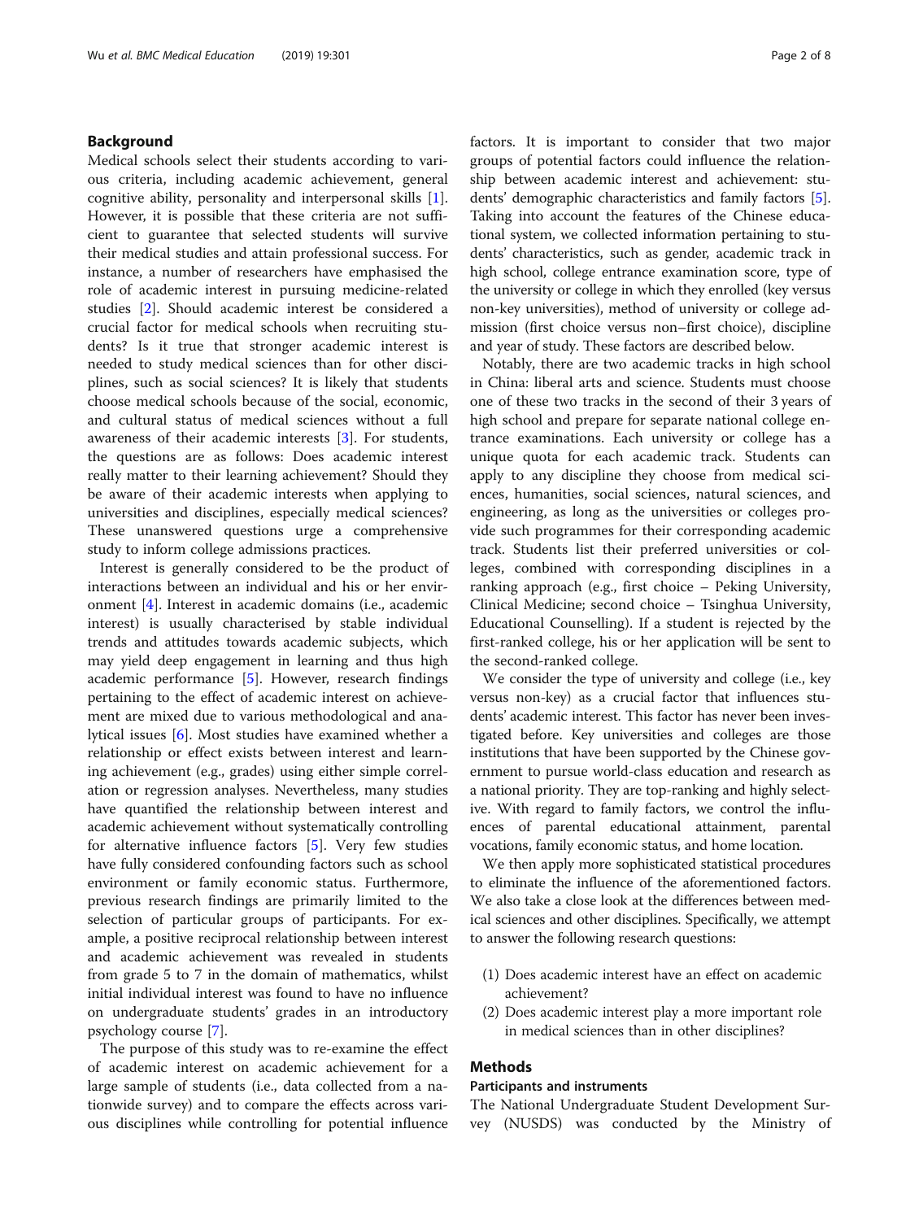## Background

Medical schools select their students according to various criteria, including academic achievement, general cognitive ability, personality and interpersonal skills [1]. However, it is possible that these criteria are not sufficient to guarantee that selected students will survive their medical studies and attain professional success. For instance, a number of researchers have emphasised the role of academic interest in pursuing medicine-related studies [2]. Should academic interest be considered a crucial factor for medical schools when recruiting students? Is it true that stronger academic interest is needed to study medical sciences than for other disciplines, such as social sciences? It is likely that students choose medical schools because of the social, economic, and cultural status of medical sciences without a full awareness of their academic interests [3]. For students, the questions are as follows: Does academic interest really matter to their learning achievement? Should they be aware of their academic interests when applying to universities and disciplines, especially medical sciences? These unanswered questions urge a comprehensive study to inform college admissions practices.

Interest is generally considered to be the product of interactions between an individual and his or her environment [4]. Interest in academic domains (i.e., academic interest) is usually characterised by stable individual trends and attitudes towards academic subjects, which may yield deep engagement in learning and thus high academic performance [5]. However, research findings pertaining to the effect of academic interest on achievement are mixed due to various methodological and analytical issues [6]. Most studies have examined whether a relationship or effect exists between interest and learning achievement (e.g., grades) using either simple correlation or regression analyses. Nevertheless, many studies have quantified the relationship between interest and academic achievement without systematically controlling for alternative influence factors [5]. Very few studies have fully considered confounding factors such as school environment or family economic status. Furthermore, previous research findings are primarily limited to the selection of particular groups of participants. For example, a positive reciprocal relationship between interest and academic achievement was revealed in students from grade 5 to 7 in the domain of mathematics, whilst initial individual interest was found to have no influence on undergraduate students' grades in an introductory psychology course [7].

The purpose of this study was to re-examine the effect of academic interest on academic achievement for a large sample of students (i.e., data collected from a nationwide survey) and to compare the effects across various disciplines while controlling for potential influence factors. It is important to consider that two major groups of potential factors could influence the relationship between academic interest and achievement: students' demographic characteristics and family factors [5]. Taking into account the features of the Chinese educational system, we collected information pertaining to students' characteristics, such as gender, academic track in high school, college entrance examination score, type of the university or college in which they enrolled (key versus non-key universities), method of university or college admission (first choice versus non–first choice), discipline and year of study. These factors are described below.

Notably, there are two academic tracks in high school in China: liberal arts and science. Students must choose one of these two tracks in the second of their 3 years of high school and prepare for separate national college entrance examinations. Each university or college has a unique quota for each academic track. Students can apply to any discipline they choose from medical sciences, humanities, social sciences, natural sciences, and engineering, as long as the universities or colleges provide such programmes for their corresponding academic track. Students list their preferred universities or colleges, combined with corresponding disciplines in a ranking approach (e.g., first choice – Peking University, Clinical Medicine; second choice – Tsinghua University, Educational Counselling). If a student is rejected by the first-ranked college, his or her application will be sent to the second-ranked college.

We consider the type of university and college (i.e., key versus non-key) as a crucial factor that influences students' academic interest. This factor has never been investigated before. Key universities and colleges are those institutions that have been supported by the Chinese government to pursue world-class education and research as a national priority. They are top-ranking and highly selective. With regard to family factors, we control the influences of parental educational attainment, parental vocations, family economic status, and home location.

We then apply more sophisticated statistical procedures to eliminate the influence of the aforementioned factors. We also take a close look at the differences between medical sciences and other disciplines. Specifically, we attempt to answer the following research questions:

(1) Does academic interest have an effect on academic achievement?
(2) Does academic interest play a more important role in medical sciences than in other disciplines?

## Methods

### Participants and instruments

The National Undergraduate Student Development Survey (NUSDS) was conducted by the Ministry of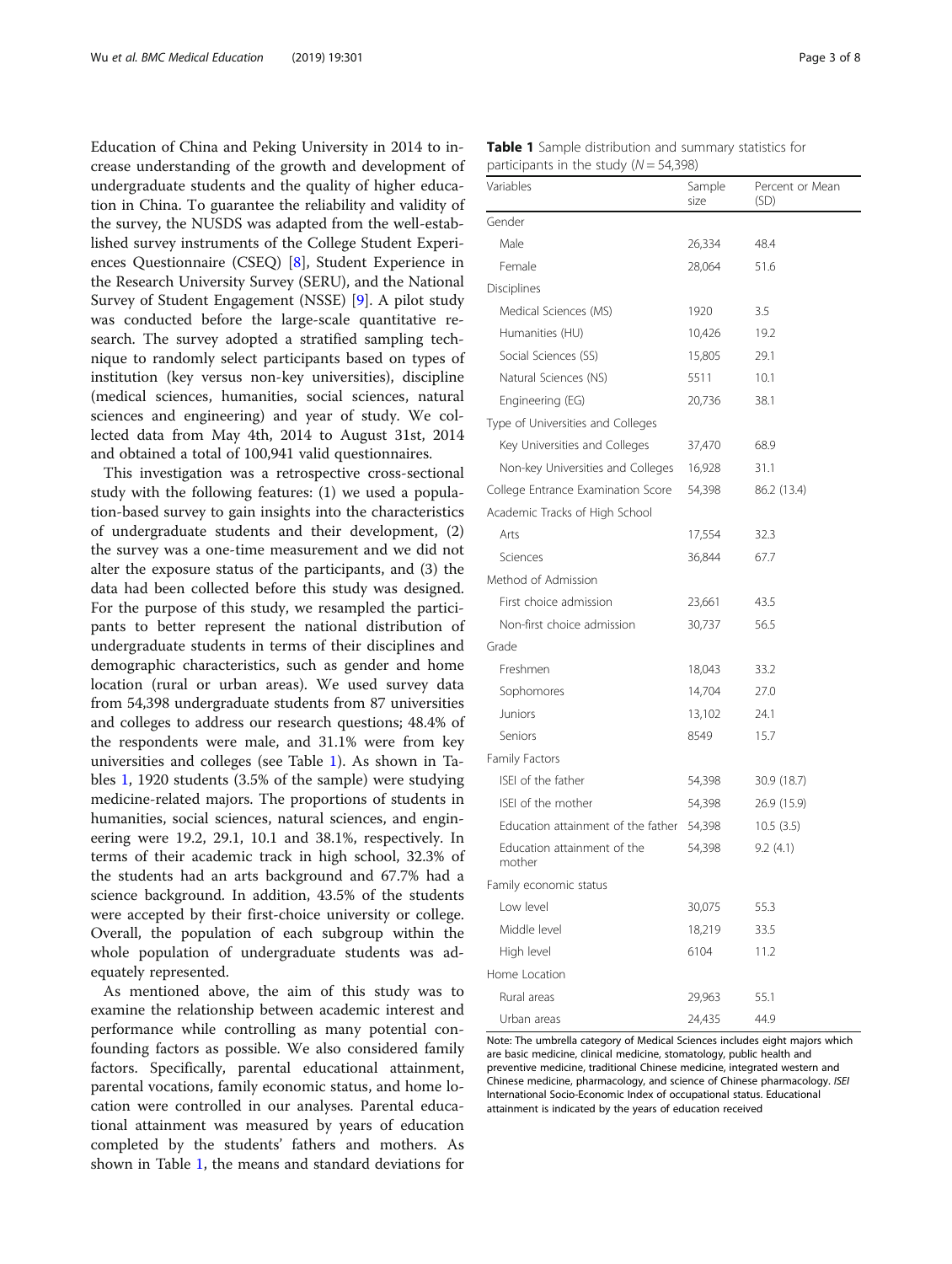Education of China and Peking University in 2014 to increase understanding of the growth and development of undergraduate students and the quality of higher education in China. To guarantee the reliability and validity of the survey, the NUSDS was adapted from the well-established survey instruments of the College Student Experiences Questionnaire (CSEQ) [8], Student Experience in the Research University Survey (SERU), and the National Survey of Student Engagement (NSSE) [9]. A pilot study was conducted before the large-scale quantitative research. The survey adopted a stratified sampling technique to randomly select participants based on types of institution (key versus non-key universities), discipline (medical sciences, humanities, social sciences, natural sciences and engineering) and year of study. We collected data from May 4th, 2014 to August 31st, 2014 and obtained a total of 100,941 valid questionnaires.

This investigation was a retrospective cross-sectional study with the following features: (1) we used a population-based survey to gain insights into the characteristics of undergraduate students and their development, (2) the survey was a one-time measurement and we did not alter the exposure status of the participants, and (3) the data had been collected before this study was designed. For the purpose of this study, we resampled the participants to better represent the national distribution of undergraduate students in terms of their disciplines and demographic characteristics, such as gender and home location (rural or urban areas). We used survey data from 54,398 undergraduate students from 87 universities and colleges to address our research questions; 48.4% of the respondents were male, and 31.1% were from key universities and colleges (see Table 1). As shown in Tables 1, 1920 students (3.5% of the sample) were studying medicine-related majors. The proportions of students in humanities, social sciences, natural sciences, and engineering were 19.2, 29.1, 10.1 and 38.1%, respectively. In terms of their academic track in high school, 32.3% of the students had an arts background and 67.7% had a science background. In addition, 43.5% of the students were accepted by their first-choice university or college. Overall, the population of each subgroup within the whole population of undergraduate students was adequately represented.

As mentioned above, the aim of this study was to examine the relationship between academic interest and performance while controlling as many potential confounding factors as possible. We also considered family factors. Specifically, parental educational attainment, parental vocations, family economic status, and home location were controlled in our analyses. Parental educational attainment was measured by years of education completed by the students' fathers and mothers. As shown in Table 1, the means and standard deviations for

**Table 1** Sample distribution and summary statistics for participants in the study ($N = 54{,}398$)

| Variables | Sample size | Percent or Mean (SD) |
|---|---|---|
| Gender | | |
| Male | 26,334 | 48.4 |
| Female | 28,064 | 51.6 |
| Disciplines | | |
| Medical Sciences (MS) | 1920 | 3.5 |
| Humanities (HU) | 10,426 | 19.2 |
| Social Sciences (SS) | 15,805 | 29.1 |
| Natural Sciences (NS) | 5511 | 10.1 |
| Engineering (EG) | 20,736 | 38.1 |
| Type of Universities and Colleges | | |
| Key Universities and Colleges | 37,470 | 68.9 |
| Non-key Universities and Colleges | 16,928 | 31.1 |
| College Entrance Examination Score | 54,398 | 86.2 (13.4) |
| Academic Tracks of High School | | |
| Arts | 17,554 | 32.3 |
| Sciences | 36,844 | 67.7 |
| Method of Admission | | |
| First choice admission | 23,661 | 43.5 |
| Non-first choice admission | 30,737 | 56.5 |
| Grade | | |
| Freshmen | 18,043 | 33.2 |
| Sophomores | 14,704 | 27.0 |
| Juniors | 13,102 | 24.1 |
| Seniors | 8549 | 15.7 |
| Family Factors | | |
| ISEI of the father | 54,398 | 30.9 (18.7) |
| ISEI of the mother | 54,398 | 26.9 (15.9) |
| Education attainment of the father | 54,398 | 10.5 (3.5) |
| Education attainment of the mother | 54,398 | 9.2 (4.1) |
| Family economic status | | |
| Low level | 30,075 | 55.3 |
| Middle level | 18,219 | 33.5 |
| High level | 6104 | 11.2 |
| Home Location | | |
| Rural areas | 29,963 | 55.1 |
| Urban areas | 24,435 | 44.9 |

Note: The umbrella category of Medical Sciences includes eight majors which are basic medicine, clinical medicine, stomatology, public health and preventive medicine, traditional Chinese medicine, integrated western and Chinese medicine, pharmacology, and science of Chinese pharmacology. *ISEI* International Socio-Economic Index of occupational status. Educational attainment is indicated by the years of education received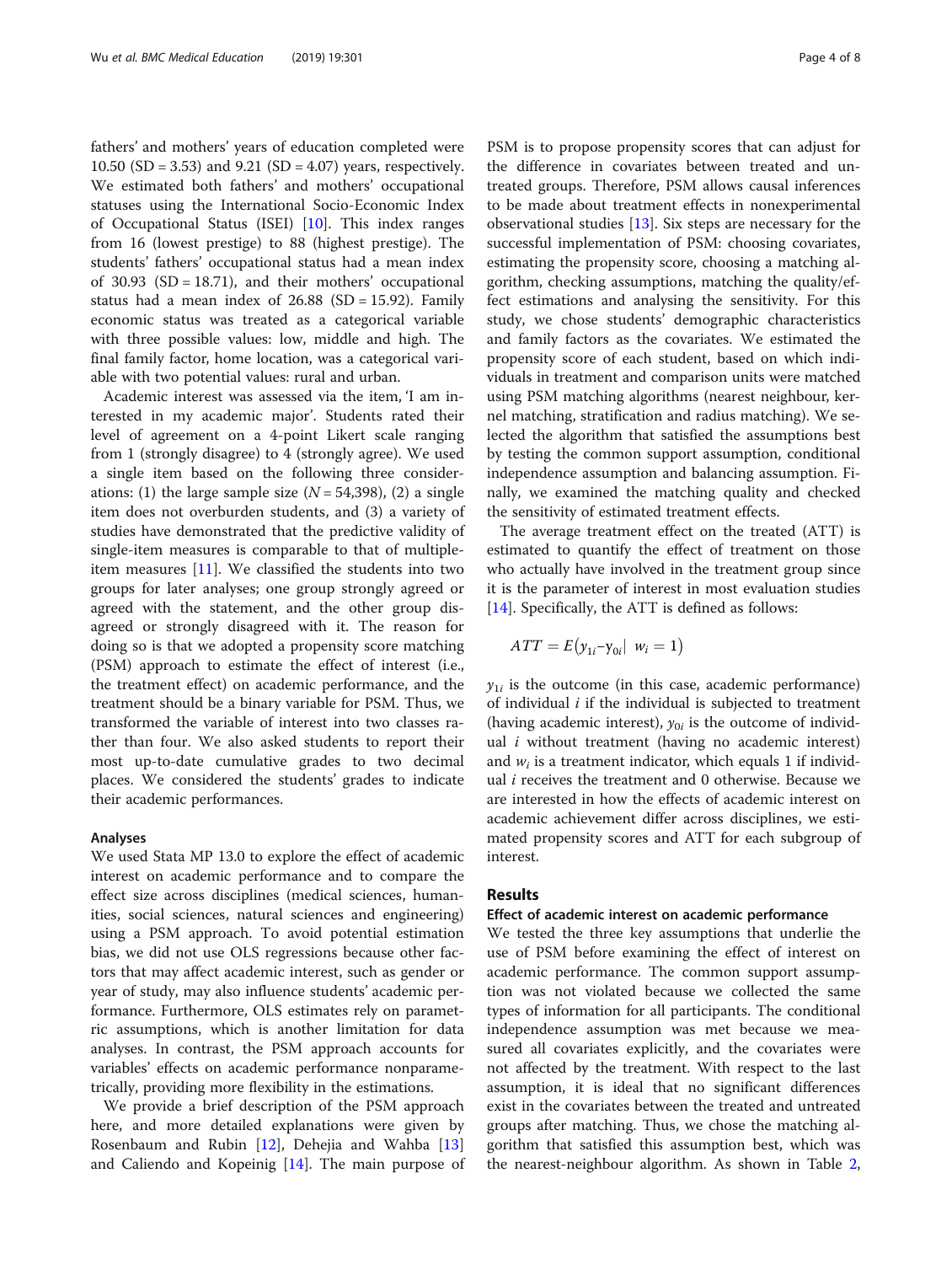fathers' and mothers' years of education completed were 10.50 (SD = 3.53) and 9.21 (SD = 4.07) years, respectively. We estimated both fathers' and mothers' occupational statuses using the International Socio-Economic Index of Occupational Status (ISEI) [10]. This index ranges from 16 (lowest prestige) to 88 (highest prestige). The students' fathers' occupational status had a mean index of 30.93 (SD = 18.71), and their mothers' occupational status had a mean index of 26.88 (SD = 15.92). Family economic status was treated as a categorical variable with three possible values: low, middle and high. The final family factor, home location, was a categorical variable with two potential values: rural and urban.

Academic interest was assessed via the item, 'I am interested in my academic major'. Students rated their level of agreement on a 4-point Likert scale ranging from 1 (strongly disagree) to 4 (strongly agree). We used a single item based on the following three considerations: (1) the large sample size (*N* = 54,398), (2) a single item does not overburden students, and (3) a variety of studies have demonstrated that the predictive validity of single-item measures is comparable to that of multiple-item measures [11]. We classified the students into two groups for later analyses; one group strongly agreed or agreed with the statement, and the other group disagreed or strongly disagreed with it. The reason for doing so is that we adopted a propensity score matching (PSM) approach to estimate the effect of interest (i.e., the treatment effect) on academic performance, and the treatment should be a binary variable for PSM. Thus, we transformed the variable of interest into two classes rather than four. We also asked students to report their most up-to-date cumulative grades to two decimal places. We considered the students' grades to indicate their academic performances.

#### Analyses

We used Stata MP 13.0 to explore the effect of academic interest on academic performance and to compare the effect size across disciplines (medical sciences, humanities, social sciences, natural sciences and engineering) using a PSM approach. To avoid potential estimation bias, we did not use OLS regressions because other factors that may affect academic interest, such as gender or year of study, may also influence students' academic performance. Furthermore, OLS estimates rely on parametric assumptions, which is another limitation for data analyses. In contrast, the PSM approach accounts for variables' effects on academic performance nonparametrically, providing more flexibility in the estimations.

We provide a brief description of the PSM approach here, and more detailed explanations were given by Rosenbaum and Rubin [12], Dehejia and Wahba [13] and Caliendo and Kopeinig [14]. The main purpose of PSM is to propose propensity scores that can adjust for the difference in covariates between treated and untreated groups. Therefore, PSM allows causal inferences to be made about treatment effects in nonexperimental observational studies [13]. Six steps are necessary for the successful implementation of PSM: choosing covariates, estimating the propensity score, choosing a matching algorithm, checking assumptions, matching the quality/effect estimations and analysing the sensitivity. For this study, we chose students' demographic characteristics and family factors as the covariates. We estimated the propensity score of each student, based on which individuals in treatment and comparison units were matched using PSM matching algorithms (nearest neighbour, kernel matching, stratification and radius matching). We selected the algorithm that satisfied the assumptions best by testing the common support assumption, conditional independence assumption and balancing assumption. Finally, we examined the matching quality and checked the sensitivity of estimated treatment effects.

The average treatment effect on the treated (ATT) is estimated to quantify the effect of treatment on those who actually have involved in the treatment group since it is the parameter of interest in most evaluation studies [14]. Specifically, the ATT is defined as follows:

$$ATT = E(y_{1i} - y_{0i} | \; w_i = 1)$$

$y_{1i}$ is the outcome (in this case, academic performance) of individual $i$ if the individual is subjected to treatment (having academic interest), $y_{0i}$ is the outcome of individual $i$ without treatment (having no academic interest) and $w_i$ is a treatment indicator, which equals 1 if individual $i$ receives the treatment and 0 otherwise. Because we are interested in how the effects of academic interest on academic achievement differ across disciplines, we estimated propensity scores and ATT for each subgroup of interest.

## Results

#### Effect of academic interest on academic performance

We tested the three key assumptions that underlie the use of PSM before examining the effect of interest on academic performance. The common support assumption was not violated because we collected the same types of information for all participants. The conditional independence assumption was met because we measured all covariates explicitly, and the covariates were not affected by the treatment. With respect to the last assumption, it is ideal that no significant differences exist in the covariates between the treated and untreated groups after matching. Thus, we chose the matching algorithm that satisfied this assumption best, which was the nearest-neighbour algorithm. As shown in Table 2,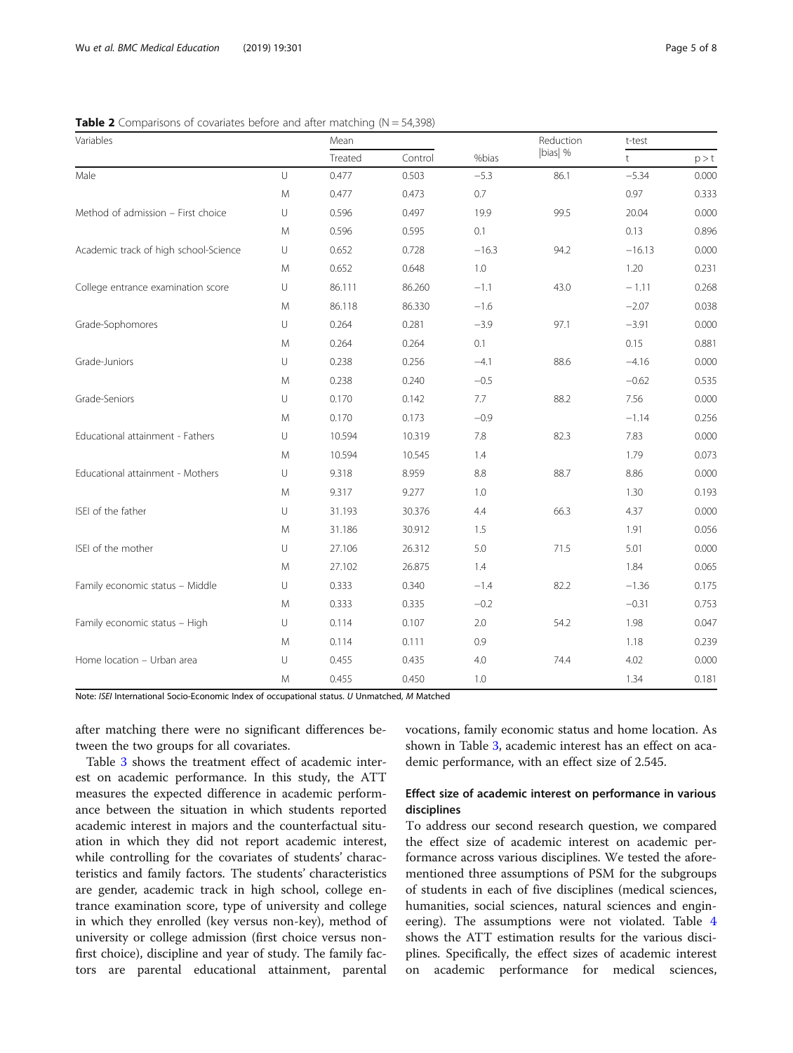**Table 2** Comparisons of covariates before and after matching (N = 54,398)

| Variables | | Mean | | | Reduction | t-test | |
|---|---|---|---|---|---|---|---|
| | | Treated | Control | %bias | \|bias\| % | t | p > t |
| Male | U | 0.477 | 0.503 | −5.3 | 86.1 | −5.34 | 0.000 |
| | M | 0.477 | 0.473 | 0.7 | | 0.97 | 0.333 |
| Method of admission – First choice | U | 0.596 | 0.497 | 19.9 | 99.5 | 20.04 | 0.000 |
| | M | 0.596 | 0.595 | 0.1 | | 0.13 | 0.896 |
| Academic track of high school-Science | U | 0.652 | 0.728 | −16.3 | 94.2 | −16.13 | 0.000 |
| | M | 0.652 | 0.648 | 1.0 | | 1.20 | 0.231 |
| College entrance examination score | U | 86.111 | 86.260 | −1.1 | 43.0 | −1.11 | 0.268 |
| | M | 86.118 | 86.330 | −1.6 | | −2.07 | 0.038 |
| Grade-Sophomores | U | 0.264 | 0.281 | −3.9 | 97.1 | −3.91 | 0.000 |
| | M | 0.264 | 0.264 | 0.1 | | 0.15 | 0.881 |
| Grade-Juniors | U | 0.238 | 0.256 | −4.1 | 88.6 | −4.16 | 0.000 |
| | M | 0.238 | 0.240 | −0.5 | | −0.62 | 0.535 |
| Grade-Seniors | U | 0.170 | 0.142 | 7.7 | 88.2 | 7.56 | 0.000 |
| | M | 0.170 | 0.173 | −0.9 | | −1.14 | 0.256 |
| Educational attainment - Fathers | U | 10.594 | 10.319 | 7.8 | 82.3 | 7.83 | 0.000 |
| | M | 10.594 | 10.545 | 1.4 | | 1.79 | 0.073 |
| Educational attainment - Mothers | U | 9.318 | 8.959 | 8.8 | 88.7 | 8.86 | 0.000 |
| | M | 9.317 | 9.277 | 1.0 | | 1.30 | 0.193 |
| ISEI of the father | U | 31.193 | 30.376 | 4.4 | 66.3 | 4.37 | 0.000 |
| | M | 31.186 | 30.912 | 1.5 | | 1.91 | 0.056 |
| ISEI of the mother | U | 27.106 | 26.312 | 5.0 | 71.5 | 5.01 | 0.000 |
| | M | 27.102 | 26.875 | 1.4 | | 1.84 | 0.065 |
| Family economic status – Middle | U | 0.333 | 0.340 | −1.4 | 82.2 | −1.36 | 0.175 |
| | M | 0.333 | 0.335 | −0.2 | | −0.31 | 0.753 |
| Family economic status – High | U | 0.114 | 0.107 | 2.0 | 54.2 | 1.98 | 0.047 |
| | M | 0.114 | 0.111 | 0.9 | | 1.18 | 0.239 |
| Home location – Urban area | U | 0.455 | 0.435 | 4.0 | 74.4 | 4.02 | 0.000 |
| | M | 0.455 | 0.450 | 1.0 | | 1.34 | 0.181 |

Note: *ISEI* International Socio-Economic Index of occupational status. *U* Unmatched, *M* Matched

after matching there were no significant differences between the two groups for all covariates.

Table 3 shows the treatment effect of academic interest on academic performance. In this study, the ATT measures the expected difference in academic performance between the situation in which students reported academic interest in majors and the counterfactual situation in which they did not report academic interest, while controlling for the covariates of students' characteristics and family factors. The students' characteristics are gender, academic track in high school, college entrance examination score, type of university and college in which they enrolled (key versus non-key), method of university or college admission (first choice versus non-first choice), discipline and year of study. The family factors are parental educational attainment, parental vocations, family economic status and home location. As shown in Table 3, academic interest has an effect on academic performance, with an effect size of 2.545.

## Effect size of academic interest on performance in various disciplines

To address our second research question, we compared the effect size of academic interest on academic performance across various disciplines. We tested the aforementioned three assumptions of PSM for the subgroups of students in each of five disciplines (medical sciences, humanities, social sciences, natural sciences and engineering). The assumptions were not violated. Table 4 shows the ATT estimation results for the various disciplines. Specifically, the effect sizes of academic interest on academic performance for medical sciences,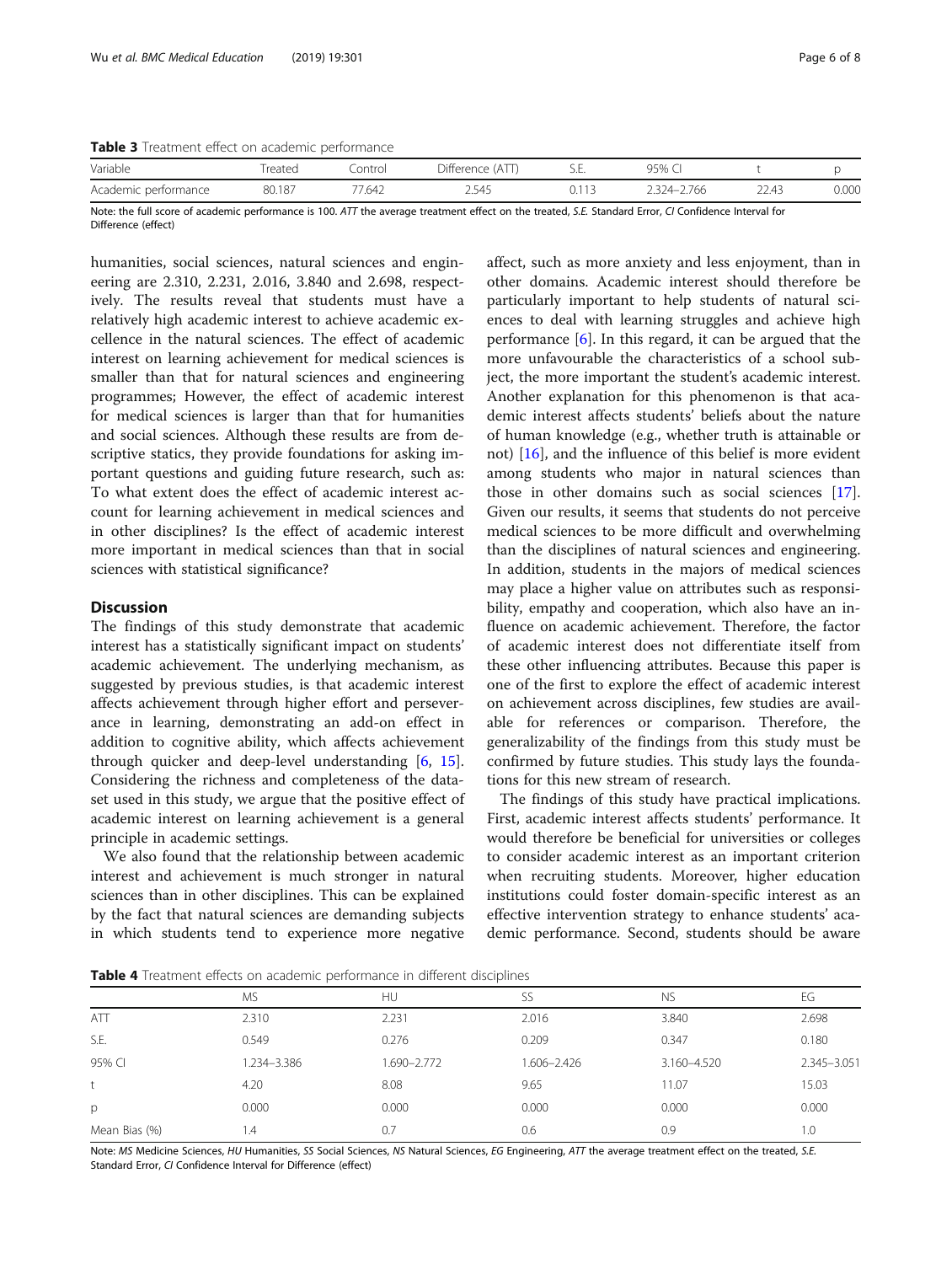**Table 3** Treatment effect on academic performance

| Variable | Treated | Control | Difference (ATT) | S.E. | 95% CI | t | p |
|---|---|---|---|---|---|---|---|
| Academic performance | 80.187 | 77.642 | 2.545 | 0.113 | 2.324–2.766 | 22.43 | 0.000 |

Note: the full score of academic performance is 100. *ATT* the average treatment effect on the treated, *S.E.* Standard Error, *CI* Confidence Interval for Difference (effect)

humanities, social sciences, natural sciences and engineering are 2.310, 2.231, 2.016, 3.840 and 2.698, respectively. The results reveal that students must have a relatively high academic interest to achieve academic excellence in the natural sciences. The effect of academic interest on learning achievement for medical sciences is smaller than that for natural sciences and engineering programmes; However, the effect of academic interest for medical sciences is larger than that for humanities and social sciences. Although these results are from descriptive statics, they provide foundations for asking important questions and guiding future research, such as: To what extent does the effect of academic interest account for learning achievement in medical sciences and in other disciplines? Is the effect of academic interest more important in medical sciences than that in social sciences with statistical significance?

## Discussion

The findings of this study demonstrate that academic interest has a statistically significant impact on students' academic achievement. The underlying mechanism, as suggested by previous studies, is that academic interest affects achievement through higher effort and perseverance in learning, demonstrating an add-on effect in addition to cognitive ability, which affects achievement through quicker and deep-level understanding [6, 15]. Considering the richness and completeness of the dataset used in this study, we argue that the positive effect of academic interest on learning achievement is a general principle in academic settings.

We also found that the relationship between academic interest and achievement is much stronger in natural sciences than in other disciplines. This can be explained by the fact that natural sciences are demanding subjects in which students tend to experience more negative affect, such as more anxiety and less enjoyment, than in other domains. Academic interest should therefore be particularly important to help students of natural sciences to deal with learning struggles and achieve high performance [6]. In this regard, it can be argued that the more unfavourable the characteristics of a school subject, the more important the student's academic interest. Another explanation for this phenomenon is that academic interest affects students' beliefs about the nature of human knowledge (e.g., whether truth is attainable or not) [16], and the influence of this belief is more evident among students who major in natural sciences than those in other domains such as social sciences [17]. Given our results, it seems that students do not perceive medical sciences to be more difficult and overwhelming than the disciplines of natural sciences and engineering. In addition, students in the majors of medical sciences may place a higher value on attributes such as responsibility, empathy and cooperation, which also have an influence on academic achievement. Therefore, the factor of academic interest does not differentiate itself from these other influencing attributes. Because this paper is one of the first to explore the effect of academic interest on achievement across disciplines, few studies are available for references or comparison. Therefore, the generalizability of the findings from this study must be confirmed by future studies. This study lays the foundations for this new stream of research.

The findings of this study have practical implications. First, academic interest affects students' performance. It would therefore be beneficial for universities or colleges to consider academic interest as an important criterion when recruiting students. Moreover, higher education institutions could foster domain-specific interest as an effective intervention strategy to enhance students' academic performance. Second, students should be aware

**Table 4** Treatment effects on academic performance in different disciplines

| | MS | HU | SS | NS | EG |
|---|---|---|---|---|---|
| ATT | 2.310 | 2.231 | 2.016 | 3.840 | 2.698 |
| S.E. | 0.549 | 0.276 | 0.209 | 0.347 | 0.180 |
| 95% CI | 1.234–3.386 | 1.690–2.772 | 1.606–2.426 | 3.160–4.520 | 2.345–3.051 |
| t | 4.20 | 8.08 | 9.65 | 11.07 | 15.03 |
| p | 0.000 | 0.000 | 0.000 | 0.000 | 0.000 |
| Mean Bias (%) | 1.4 | 0.7 | 0.6 | 0.9 | 1.0 |

Note: *MS* Medicine Sciences, *HU* Humanities, *SS* Social Sciences, *NS* Natural Sciences, *EG* Engineering, *ATT* the average treatment effect on the treated, *S.E.* Standard Error, *CI* Confidence Interval for Difference (effect)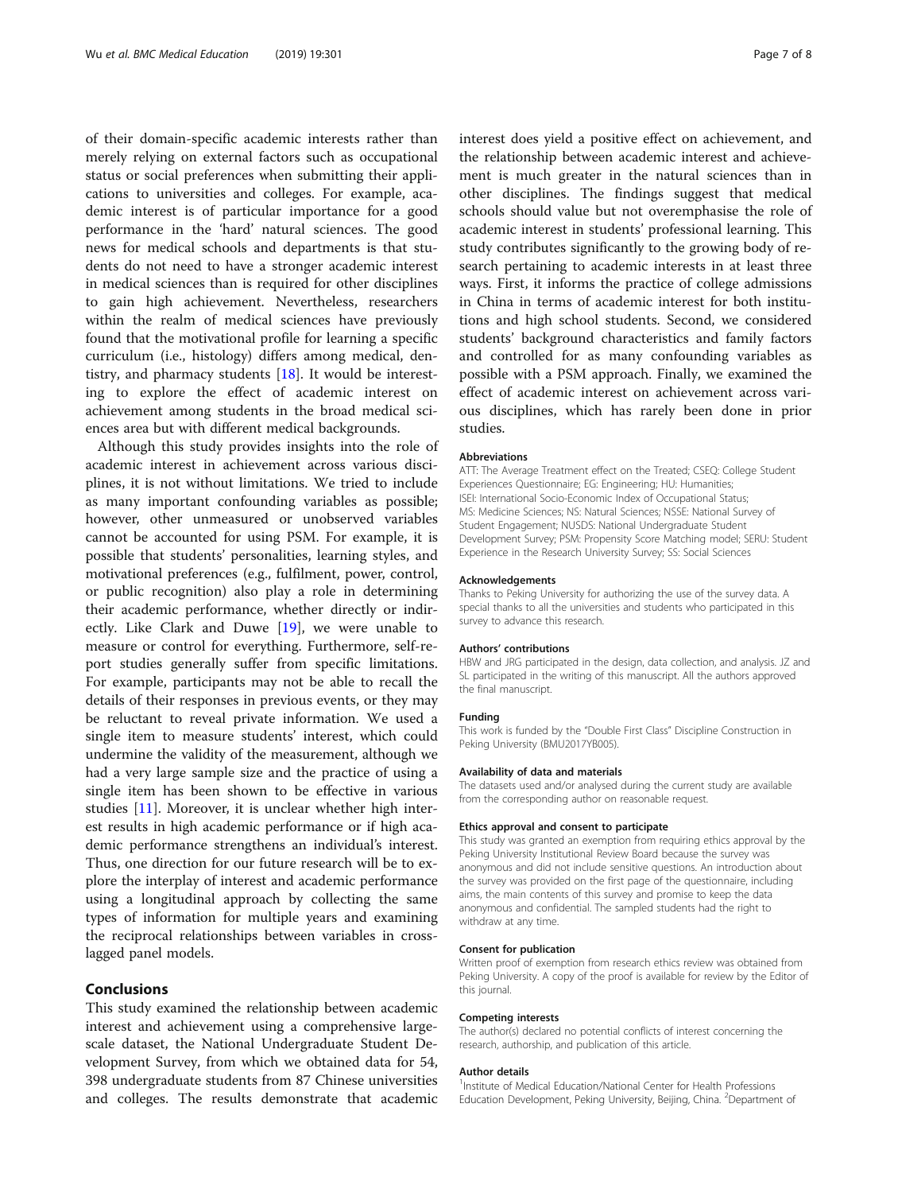of their domain-specific academic interests rather than merely relying on external factors such as occupational status or social preferences when submitting their applications to universities and colleges. For example, academic interest is of particular importance for a good performance in the 'hard' natural sciences. The good news for medical schools and departments is that students do not need to have a stronger academic interest in medical sciences than is required for other disciplines to gain high achievement. Nevertheless, researchers within the realm of medical sciences have previously found that the motivational profile for learning a specific curriculum (i.e., histology) differs among medical, dentistry, and pharmacy students [18]. It would be interesting to explore the effect of academic interest on achievement among students in the broad medical sciences area but with different medical backgrounds.

Although this study provides insights into the role of academic interest in achievement across various disciplines, it is not without limitations. We tried to include as many important confounding variables as possible; however, other unmeasured or unobserved variables cannot be accounted for using PSM. For example, it is possible that students' personalities, learning styles, and motivational preferences (e.g., fulfilment, power, control, or public recognition) also play a role in determining their academic performance, whether directly or indirectly. Like Clark and Duwe [19], we were unable to measure or control for everything. Furthermore, self-report studies generally suffer from specific limitations. For example, participants may not be able to recall the details of their responses in previous events, or they may be reluctant to reveal private information. We used a single item to measure students' interest, which could undermine the validity of the measurement, although we had a very large sample size and the practice of using a single item has been shown to be effective in various studies [11]. Moreover, it is unclear whether high interest results in high academic performance or if high academic performance strengthens an individual's interest. Thus, one direction for our future research will be to explore the interplay of interest and academic performance using a longitudinal approach by collecting the same types of information for multiple years and examining the reciprocal relationships between variables in cross-lagged panel models.

## Conclusions

This study examined the relationship between academic interest and achievement using a comprehensive large-scale dataset, the National Undergraduate Student Development Survey, from which we obtained data for 54,398 undergraduate students from 87 Chinese universities and colleges. The results demonstrate that academic interest does yield a positive effect on achievement, and the relationship between academic interest and achievement is much greater in the natural sciences than in other disciplines. The findings suggest that medical schools should value but not overemphasise the role of academic interest in students' professional learning. This study contributes significantly to the growing body of research pertaining to academic interests in at least three ways. First, it informs the practice of college admissions in China in terms of academic interest for both institutions and high school students. Second, we considered students' background characteristics and family factors and controlled for as many confounding variables as possible with a PSM approach. Finally, we examined the effect of academic interest on achievement across various disciplines, which has rarely been done in prior studies.

#### Abbreviations

ATT: The Average Treatment effect on the Treated; CSEQ: College Student Experiences Questionnaire; EG: Engineering; HU: Humanities; ISEI: International Socio-Economic Index of Occupational Status; MS: Medicine Sciences; NS: Natural Sciences; NSSE: National Survey of Student Engagement; NUSDS: National Undergraduate Student Development Survey; PSM: Propensity Score Matching model; SERU: Student Experience in the Research University Survey; SS: Social Sciences

#### Acknowledgements

Thanks to Peking University for authorizing the use of the survey data. A special thanks to all the universities and students who participated in this survey to advance this research.

#### Authors' contributions

HBW and JRG participated in the design, data collection, and analysis. JZ and SL participated in the writing of this manuscript. All the authors approved the final manuscript.

#### Funding

This work is funded by the "Double First Class" Discipline Construction in Peking University (BMU2017YB005).

#### Availability of data and materials

The datasets used and/or analysed during the current study are available from the corresponding author on reasonable request.

#### Ethics approval and consent to participate

This study was granted an exemption from requiring ethics approval by the Peking University Institutional Review Board because the survey was anonymous and did not include sensitive questions. An introduction about the survey was provided on the first page of the questionnaire, including aims, the main contents of this survey and promise to keep the data anonymous and confidential. The sampled students had the right to withdraw at any time.

#### Consent for publication

Written proof of exemption from research ethics review was obtained from Peking University. A copy of the proof is available for review by the Editor of this journal.

#### Competing interests

The author(s) declared no potential conflicts of interest concerning the research, authorship, and publication of this article.

#### Author details

[1]Institute of Medical Education/National Center for Health Professions Education Development, Peking University, Beijing, China. [2]Department of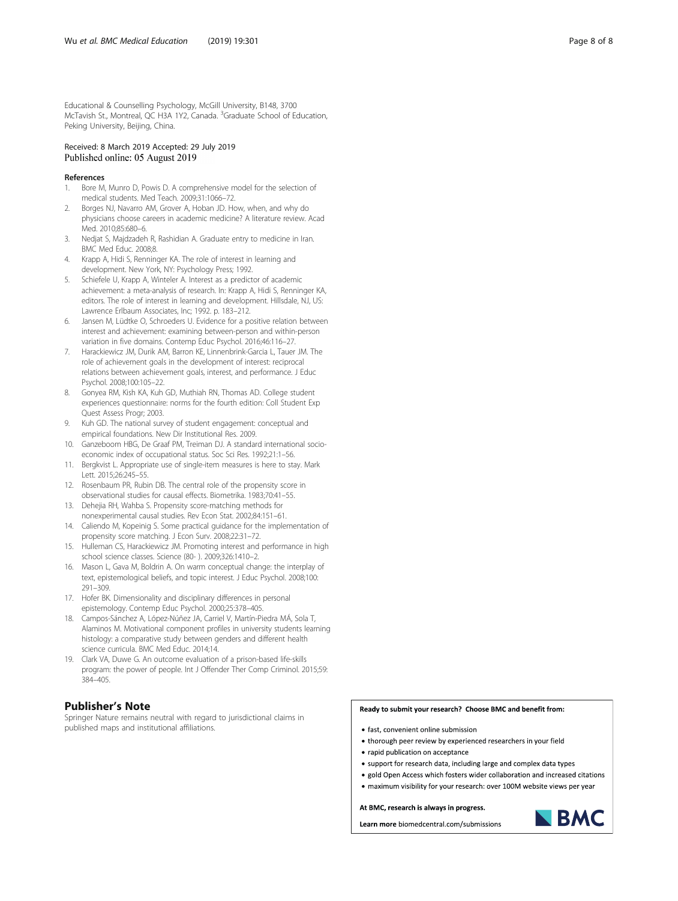Educational & Counselling Psychology, McGill University, B148, 3700 McTavish St., Montreal, QC H3A 1Y2, Canada. [3]Graduate School of Education, Peking University, Beijing, China.

Received: 8 March 2019 Accepted: 29 July 2019
Published online: 05 August 2019

## References

1. Bore M, Munro D, Powis D. A comprehensive model for the selection of medical students. Med Teach. 2009;31:1066–72.
2. Borges NJ, Navarro AM, Grover A, Hoban JD. How, when, and why do physicians choose careers in academic medicine? A literature review. Acad Med. 2010;85:680–6.
3. Nedjat S, Majdzadeh R, Rashidian A. Graduate entry to medicine in Iran. BMC Med Educ. 2008;8.
4. Krapp A, Hidi S, Renninger KA. The role of interest in learning and development. New York, NY: Psychology Press; 1992.
5. Schiefele U, Krapp A, Winteler A. Interest as a predictor of academic achievement: a meta-analysis of research. In: Krapp A, Hidi S, Renninger KA, editors. The role of interest in learning and development. Hillsdale, NJ, US: Lawrence Erlbaum Associates, Inc; 1992. p. 183–212.
6. Jansen M, Lüdtke O, Schroeders U. Evidence for a positive relation between interest and achievement: examining between-person and within-person variation in five domains. Contemp Educ Psychol. 2016;46:116–27.
7. Harackiewicz JM, Durik AM, Barron KE, Linnenbrink-Garcia L, Tauer JM. The role of achievement goals in the development of interest: reciprocal relations between achievement goals, interest, and performance. J Educ Psychol. 2008;100:105–22.
8. Gonyea RM, Kish KA, Kuh GD, Muthiah RN, Thomas AD. College student experiences questionnaire: norms for the fourth edition: Coll Student Exp Quest Assess Progr; 2003.
9. Kuh GD. The national survey of student engagement: conceptual and empirical foundations. New Dir Institutional Res. 2009.
10. Ganzeboom HBG, De Graaf PM, Treiman DJ. A standard international socio-economic index of occupational status. Soc Sci Res. 1992;21:1–56.
11. Bergkvist L. Appropriate use of single-item measures is here to stay. Mark Lett. 2015;26:245–55.
12. Rosenbaum PR, Rubin DB. The central role of the propensity score in observational studies for causal effects. Biometrika. 1983;70:41–55.
13. Dehejia RH, Wahba S. Propensity score-matching methods for nonexperimental causal studies. Rev Econ Stat. 2002;84:151–61.
14. Caliendo M, Kopeinig S. Some practical guidance for the implementation of propensity score matching. J Econ Surv. 2008;22:31–72.
15. Hulleman CS, Harackiewicz JM. Promoting interest and performance in high school science classes. Science (80- ). 2009;326:1410–2.
16. Mason L, Gava M, Boldrin A. On warm conceptual change: the interplay of text, epistemological beliefs, and topic interest. J Educ Psychol. 2008;100:291–309.
17. Hofer BK. Dimensionality and disciplinary differences in personal epistemology. Contemp Educ Psychol. 2000;25:378–405.
18. Campos-Sánchez A, López-Núñez JA, Carriel V, Martín-Piedra MÁ, Sola T, Alaminos M. Motivational component profiles in university students learning histology: a comparative study between genders and different health science curricula. BMC Med Educ. 2014;14.
19. Clark VA, Duwe G. An outcome evaluation of a prison-based life-skills program: the power of people. Int J Offender Ther Comp Criminol. 2015;59:384–405.

## Publisher's Note

Springer Nature remains neutral with regard to jurisdictional claims in published maps and institutional affiliations.

**Ready to submit your research? Choose BMC and benefit from:**

- fast, convenient online submission
- thorough peer review by experienced researchers in your field
- rapid publication on acceptance
- support for research data, including large and complex data types
- gold Open Access which fosters wider collaboration and increased citations
- maximum visibility for your research: over 100M website views per year

**At BMC, research is always in progress.**

**Learn more** biomedcentral.com/submissions

BMC